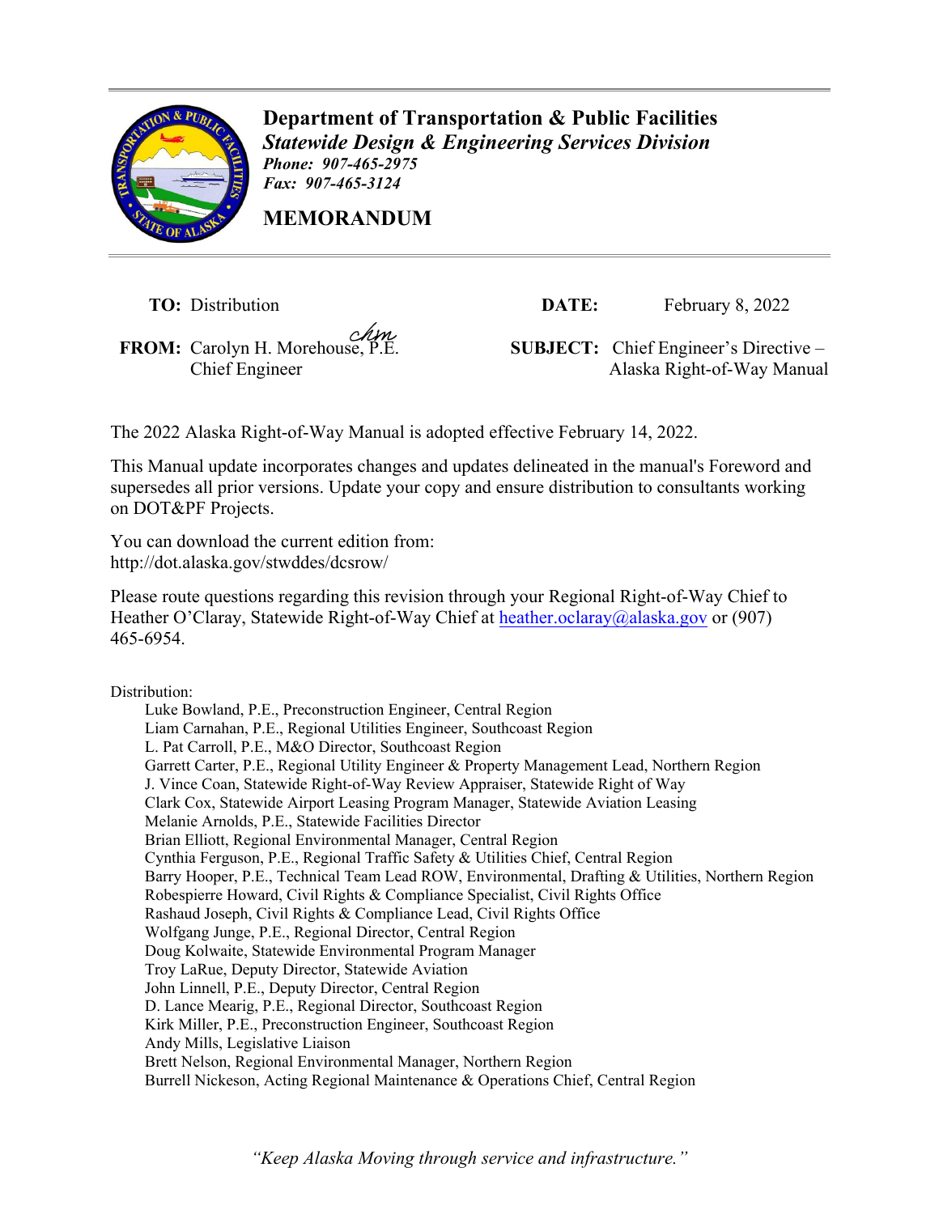# Department of Transportation & Public Facilities

***Statewide Design & Engineering Services Division***

***Phone: 907-465-2975***

***Fax: 907-465-3124***

## MEMORANDUM

**TO:** Distribution

**DATE:** February 8, 2022

**FROM:** Carolyn H. Morehouse, P.E.
Chief Engineer

**SUBJECT:** Chief Engineer's Directive – Alaska Right-of-Way Manual

The 2022 Alaska Right-of-Way Manual is adopted effective February 14, 2022.

This Manual update incorporates changes and updates delineated in the manual's Foreword and supersedes all prior versions. Update your copy and ensure distribution to consultants working on DOT&PF Projects.

You can download the current edition from:
http://dot.alaska.gov/stwddes/dcsrow/

Please route questions regarding this revision through your Regional Right-of-Way Chief to Heather O'Claray, Statewide Right-of-Way Chief at heather.oclaray@alaska.gov or (907) 465-6954.

Distribution:

- Luke Bowland, P.E., Preconstruction Engineer, Central Region
- Liam Carnahan, P.E., Regional Utilities Engineer, Southcoast Region
- L. Pat Carroll, P.E., M&O Director, Southcoast Region
- Garrett Carter, P.E., Regional Utility Engineer & Property Management Lead, Northern Region
- J. Vince Coan, Statewide Right-of-Way Review Appraiser, Statewide Right of Way
- Clark Cox, Statewide Airport Leasing Program Manager, Statewide Aviation Leasing
- Melanie Arnolds, P.E., Statewide Facilities Director
- Brian Elliott, Regional Environmental Manager, Central Region
- Cynthia Ferguson, P.E., Regional Traffic Safety & Utilities Chief, Central Region
- Barry Hooper, P.E., Technical Team Lead ROW, Environmental, Drafting & Utilities, Northern Region
- Robespierre Howard, Civil Rights & Compliance Specialist, Civil Rights Office
- Rashaud Joseph, Civil Rights & Compliance Lead, Civil Rights Office
- Wolfgang Junge, P.E., Regional Director, Central Region
- Doug Kolwaite, Statewide Environmental Program Manager
- Troy LaRue, Deputy Director, Statewide Aviation
- John Linnell, P.E., Deputy Director, Central Region
- D. Lance Mearig, P.E., Regional Director, Southcoast Region
- Kirk Miller, P.E., Preconstruction Engineer, Southcoast Region
- Andy Mills, Legislative Liaison
- Brett Nelson, Regional Environmental Manager, Northern Region
- Burrell Nickeson, Acting Regional Maintenance & Operations Chief, Central Region

*"Keep Alaska Moving through service and infrastructure."*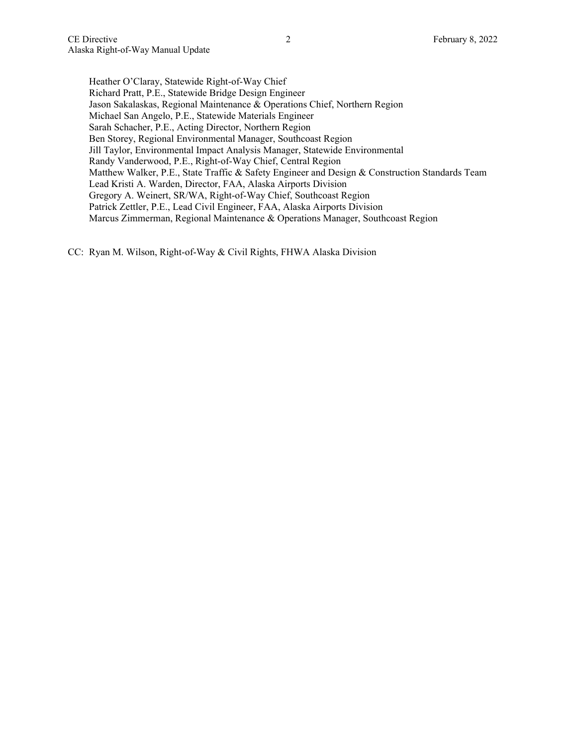Heather O'Claray, Statewide Right-of-Way Chief
Richard Pratt, P.E., Statewide Bridge Design Engineer
Jason Sakalaskas, Regional Maintenance & Operations Chief, Northern Region
Michael San Angelo, P.E., Statewide Materials Engineer
Sarah Schacher, P.E., Acting Director, Northern Region
Ben Storey, Regional Environmental Manager, Southcoast Region
Jill Taylor, Environmental Impact Analysis Manager, Statewide Environmental
Randy Vanderwood, P.E., Right-of-Way Chief, Central Region
Matthew Walker, P.E., State Traffic & Safety Engineer and Design & Construction Standards Team Lead
Kristi A. Warden, Director, FAA, Alaska Airports Division
Gregory A. Weinert, SR/WA, Right-of-Way Chief, Southcoast Region
Patrick Zettler, P.E., Lead Civil Engineer, FAA, Alaska Airports Division
Marcus Zimmerman, Regional Maintenance & Operations Manager, Southcoast Region

CC: Ryan M. Wilson, Right-of-Way & Civil Rights, FHWA Alaska Division